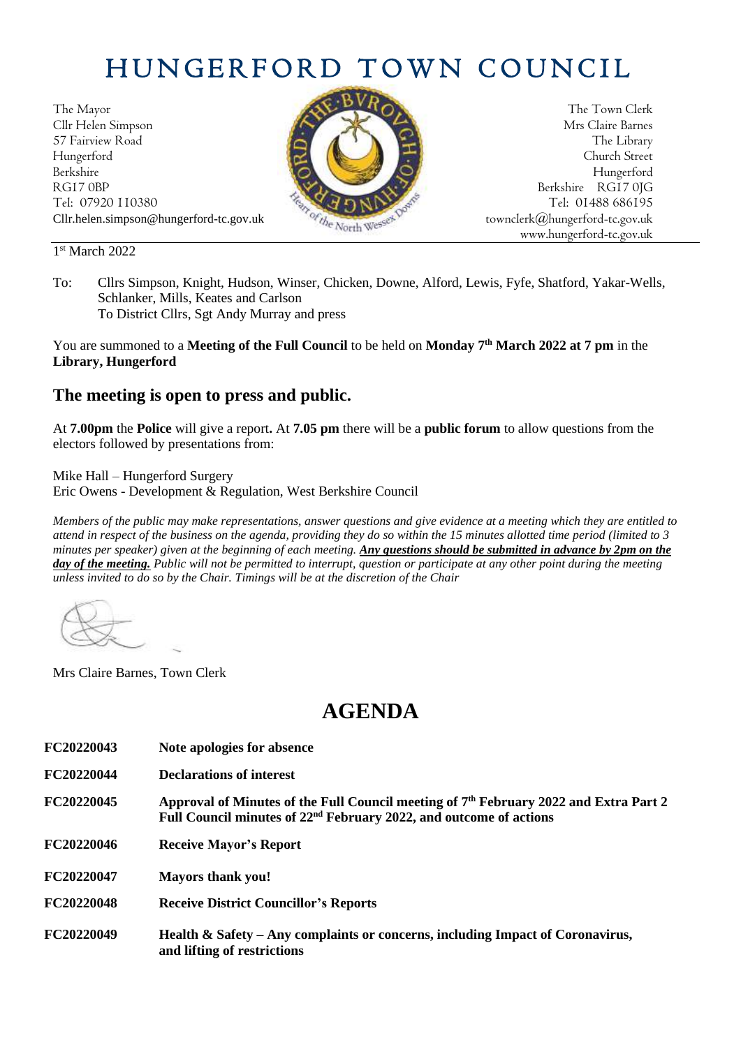# HUNGERFORD TOWN COUNCIL

The Mayor
Cllr Helen Simpson
57 Fairview Road
Hungerford
Berkshire
RG17 0BP
Tel: 07920 110380
Cllr.helen.simpson@hungerford-tc.gov.uk

The Town Clerk
Mrs Claire Barnes
The Library
Church Street
Hungerford
Berkshire RG17 0JG
Tel: 01488 686195
townclerk@hungerford-tc.gov.uk
www.hungerford-tc.gov.uk

1st March 2022

To: Cllrs Simpson, Knight, Hudson, Winser, Chicken, Downe, Alford, Lewis, Fyfe, Shatford, Yakar-Wells, Schlanker, Mills, Keates and Carlson
To District Cllrs, Sgt Andy Murray and press

You are summoned to a **Meeting of the Full Council** to be held on **Monday 7th March 2022 at 7 pm** in the **Library, Hungerford**

## The meeting is open to press and public.

At **7.00pm** the **Police** will give a report**.** At **7.05 pm** there will be a **public forum** to allow questions from the electors followed by presentations from:

Mike Hall – Hungerford Surgery
Eric Owens - Development & Regulation, West Berkshire Council

*Members of the public may make representations, answer questions and give evidence at a meeting which they are entitled to attend in respect of the business on the agenda, providing they do so within the 15 minutes allotted time period (limited to 3 minutes per speaker) given at the beginning of each meeting.* ***Any questions should be submitted in advance by 2pm on the day of the meeting.*** *Public will not be permitted to interrupt, question or participate at any other point during the meeting unless invited to do so by the Chair. Timings will be at the discretion of the Chair*

Mrs Claire Barnes, Town Clerk

# AGENDA

**FC20220043** **Note apologies for absence**

**FC20220044** **Declarations of interest**

**FC20220045** **Approval of Minutes of the Full Council meeting of 7th February 2022 and Extra Part 2 Full Council minutes of 22nd February 2022, and outcome of actions**

**FC20220046** **Receive Mayor's Report**

**FC20220047** **Mayors thank you!**

**FC20220048** **Receive District Councillor's Reports**

**FC20220049** **Health & Safety – Any complaints or concerns, including Impact of Coronavirus, and lifting of restrictions**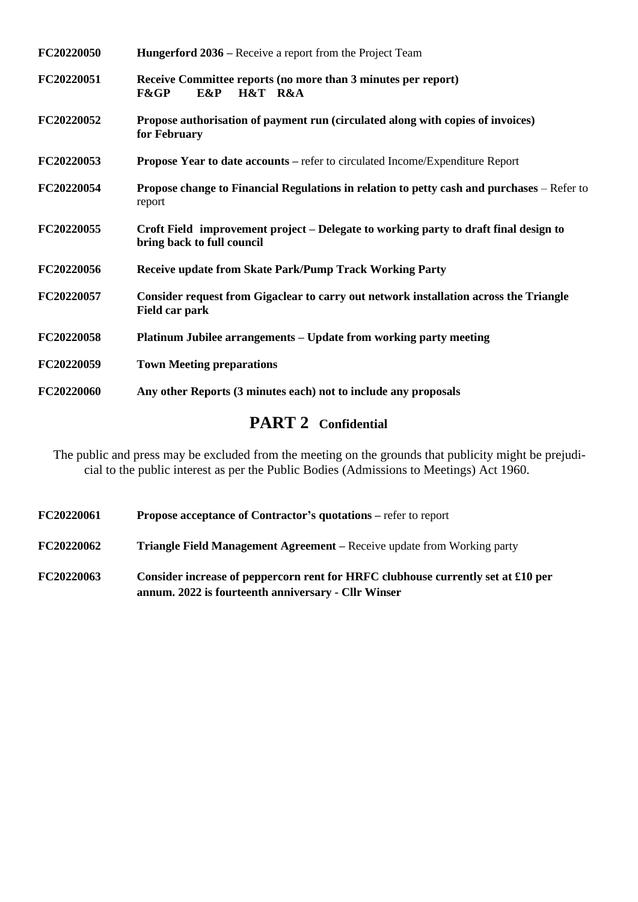**FC20220050** **Hungerford 2036 –** Receive a report from the Project Team

**FC20220051** **Receive Committee reports (no more than 3 minutes per report)**
**F&GP E&P H&T R&A**

**FC20220052** **Propose authorisation of payment run (circulated along with copies of invoices) for February**

**FC20220053** **Propose Year to date accounts –** refer to circulated Income/Expenditure Report

**FC20220054** **Propose change to Financial Regulations in relation to petty cash and purchases** – Refer to report

**FC20220055** **Croft Field improvement project – Delegate to working party to draft final design to bring back to full council**

**FC20220056** **Receive update from Skate Park/Pump Track Working Party**

**FC20220057** **Consider request from Gigaclear to carry out network installation across the Triangle Field car park**

**FC20220058** **Platinum Jubilee arrangements – Update from working party meeting**

**FC20220059** **Town Meeting preparations**

**FC20220060** **Any other Reports (3 minutes each) not to include any proposals**

## PART 2 Confidential

The public and press may be excluded from the meeting on the grounds that publicity might be prejudicial to the public interest as per the Public Bodies (Admissions to Meetings) Act 1960.

**FC20220061** **Propose acceptance of Contractor's quotations –** refer to report

**FC20220062** **Triangle Field Management Agreement –** Receive update from Working party

**FC20220063** **Consider increase of peppercorn rent for HRFC clubhouse currently set at £10 per annum. 2022 is fourteenth anniversary - Cllr Winser**